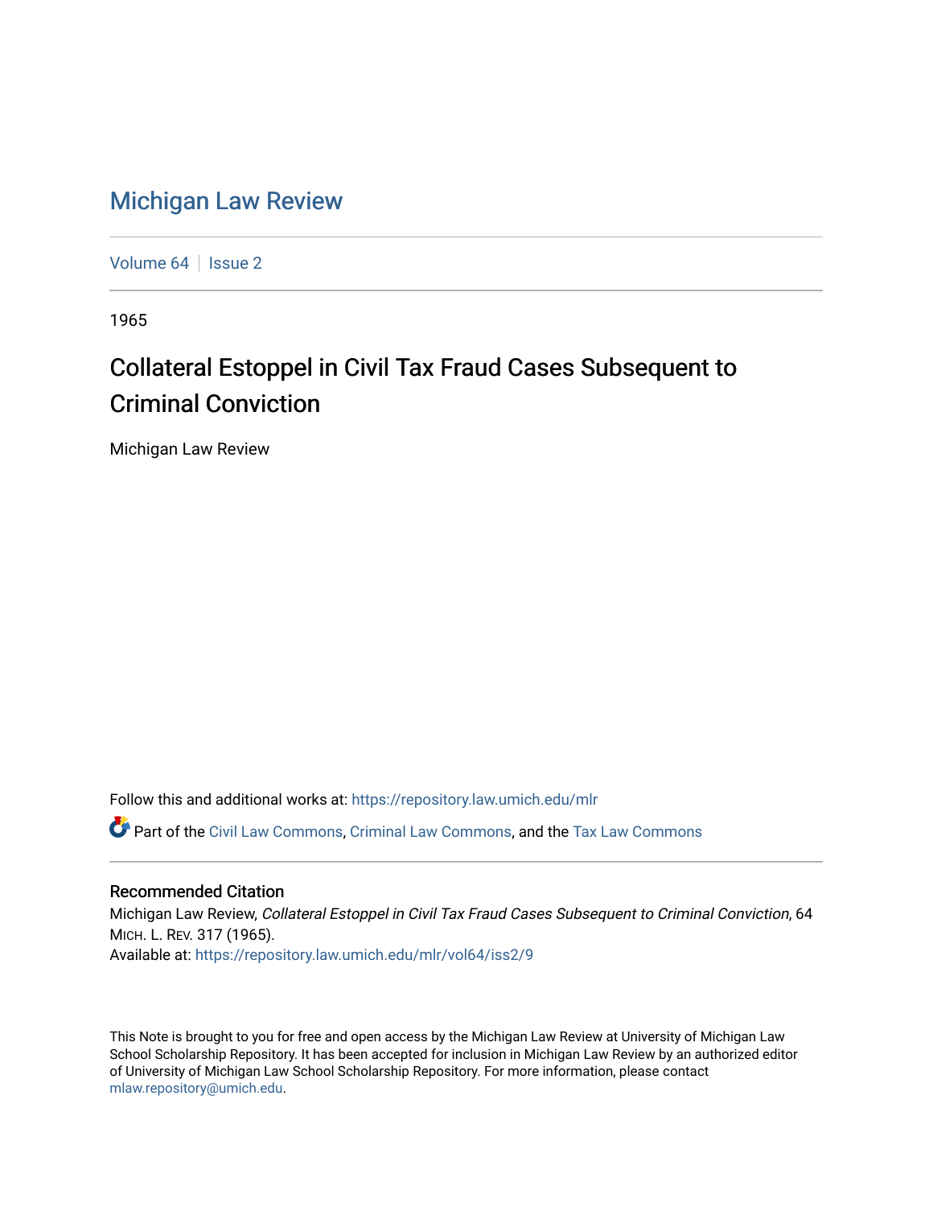# Michigan Law Review

Volume 64 | Issue 2

1965

## Collateral Estoppel in Civil Tax Fraud Cases Subsequent to Criminal Conviction

Michigan Law Review

Follow this and additional works at: https://repository.law.umich.edu/mlr

Part of the Civil Law Commons, Criminal Law Commons, and the Tax Law Commons

### Recommended Citation

Michigan Law Review, *Collateral Estoppel in Civil Tax Fraud Cases Subsequent to Criminal Conviction*, 64 MICH. L. REV. 317 (1965).
Available at: https://repository.law.umich.edu/mlr/vol64/iss2/9

This Note is brought to you for free and open access by the Michigan Law Review at University of Michigan Law School Scholarship Repository. It has been accepted for inclusion in Michigan Law Review by an authorized editor of University of Michigan Law School Scholarship Repository. For more information, please contact mlaw.repository@umich.edu.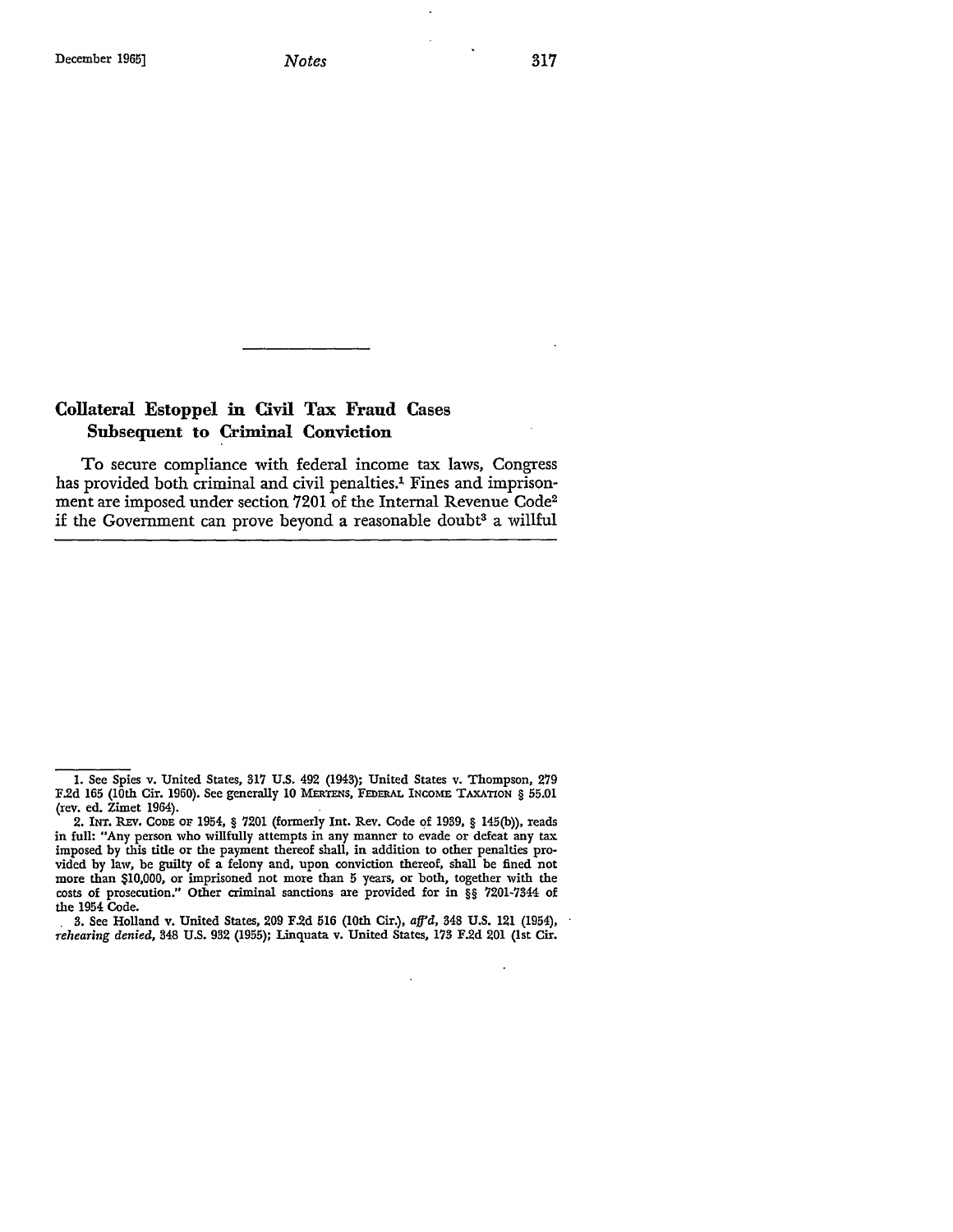## Collateral Estoppel in Civil Tax Fraud Cases Subsequent to Criminal Conviction

To secure compliance with federal income tax laws, Congress has provided both criminal and civil penalties.[1] Fines and imprisonment are imposed under section 7201 of the Internal Revenue Code[2] if the Government can prove beyond a reasonable doubt[3] a willful

---

1. See Spies v. United States, 317 U.S. 492 (1943); United States v. Thompson, 279 F.2d 165 (10th Cir. 1960). See generally 10 MERTENS, FEDERAL INCOME TAXATION § 55.01 (rev. ed. Zimet 1964).

2. INT. REV. CODE OF 1954, § 7201 (formerly Int. Rev. Code of 1939, § 145(b)), reads in full: "Any person who willfully attempts in any manner to evade or defeat any tax imposed by this title or the payment thereof shall, in addition to other penalties provided by law, be guilty of a felony and, upon conviction thereof, shall be fined not more than $10,000, or imprisoned not more than 5 years, or both, together with the costs of prosecution." Other criminal sanctions are provided for in §§ 7201-7344 of the 1954 Code.

3. See Holland v. United States, 209 F.2d 516 (10th Cir.), *aff'd*, 348 U.S. 121 (1954), *rehearing denied*, 348 U.S. 932 (1955); Linquata v. United States, 173 F.2d 201 (1st Cir.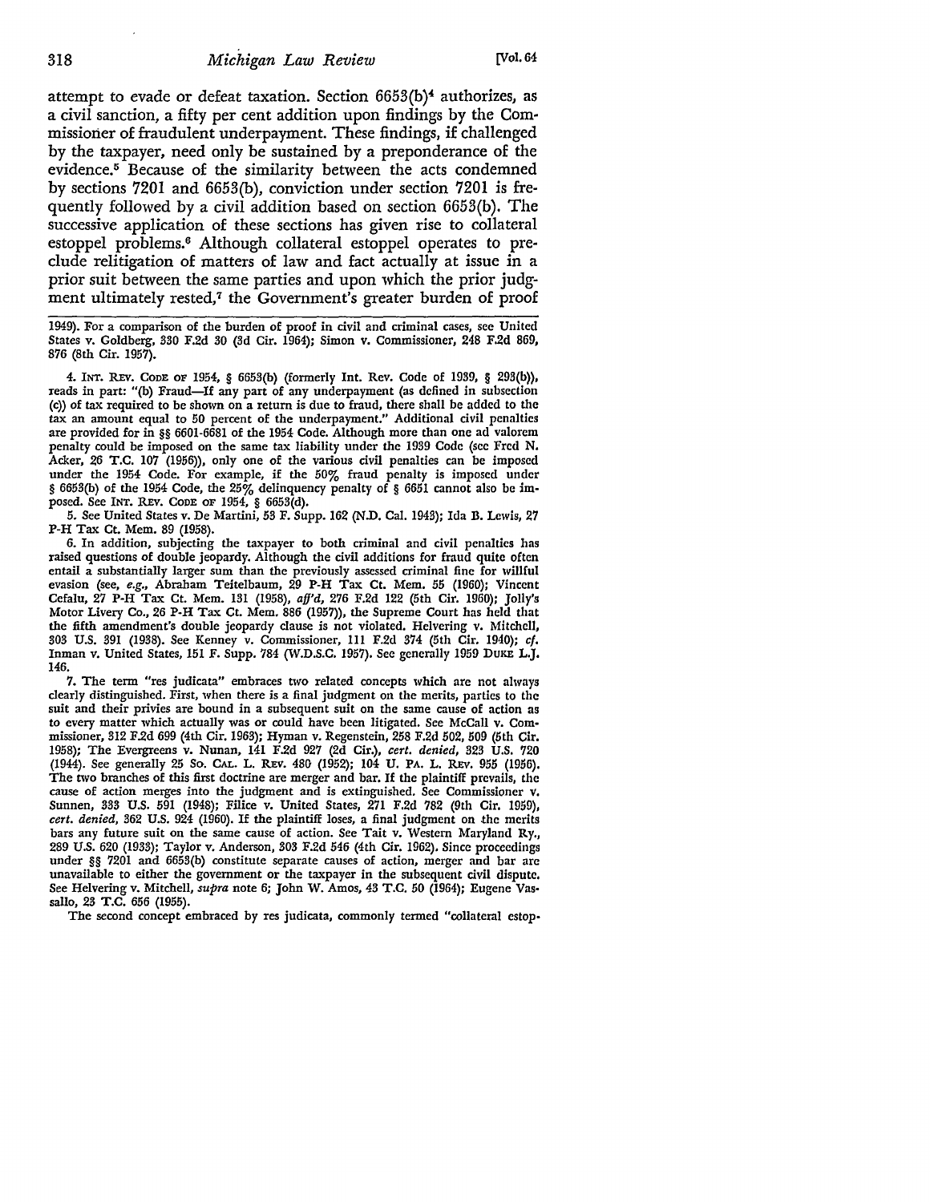attempt to evade or defeat taxation. Section 6653(b)[4] authorizes, as a civil sanction, a fifty per cent addition upon findings by the Commissioner of fraudulent underpayment. These findings, if challenged by the taxpayer, need only be sustained by a preponderance of the evidence.[5] Because of the similarity between the acts condemned by sections 7201 and 6653(b), conviction under section 7201 is frequently followed by a civil addition based on section 6653(b). The successive application of these sections has given rise to collateral estoppel problems.[6] Although collateral estoppel operates to preclude relitigation of matters of law and fact actually at issue in a prior suit between the same parties and upon which the prior judgment ultimately rested,[7] the Government's greater burden of proof

1949). For a comparison of the burden of proof in civil and criminal cases, see United States v. Goldberg, 330 F.2d 30 (3d Cir. 1964); Simon v. Commissioner, 248 F.2d 869, 876 (8th Cir. 1957).

4. INT. REV. CODE OF 1954, § 6653(b) (formerly Int. Rev. Code of 1939, § 293(b)), reads in part: "(b) Fraud—If any part of any underpayment (as defined in subsection (c)) of tax required to be shown on a return is due to fraud, there shall be added to the tax an amount equal to 50 percent of the underpayment." Additional civil penalties are provided for in §§ 6601-6681 of the 1954 Code. Although more than one ad valorem penalty could be imposed on the same tax liability under the 1939 Code (see Fred N. Acker, 26 T.C. 107 (1956)), only one of the various civil penalties can be imposed under the 1954 Code. For example, if the 50% fraud penalty is imposed under § 6653(b) of the 1954 Code, the 25% delinquency penalty of § 6651 cannot also be imposed. See INT. REV. CODE OF 1954, § 6653(d).

5. See United States v. De Martini, 53 F. Supp. 162 (N.D. Cal. 1943); Ida B. Lewis, 27 P-H Tax Ct. Mem. 89 (1958).

6. In addition, subjecting the taxpayer to both criminal and civil penalties has raised questions of double jeopardy. Although the civil additions for fraud quite often entail a substantially larger sum than the previously assessed criminal fine for willful evasion (see, *e.g.*, Abraham Teitelbaum, 29 P-H Tax Ct. Mem. 55 (1960); Vincent Cefalu, 27 P-H Tax Ct. Mem. 131 (1958), *aff'd*, 276 F.2d 122 (5th Cir. 1960); Jolly's Motor Livery Co., 26 P-H Tax Ct. Mem. 886 (1957)), the Supreme Court has held that the fifth amendment's double jeopardy clause is not violated. Helvering v. Mitchell, 303 U.S. 391 (1938). See Kenney v. Commissioner, 111 F.2d 374 (5th Cir. 1940); *cf.* Inman v. United States, 151 F. Supp. 784 (W.D.S.C. 1957). See generally 1959 DUKE L.J. 146.

7. The term "res judicata" embraces two related concepts which are not always clearly distinguished. First, when there is a final judgment on the merits, parties to the suit and their privies are bound in a subsequent suit on the same cause of action as to every matter which actually was or could have been litigated. See McCall v. Commissioner, 312 F.2d 699 (4th Cir. 1963); Hyman v. Regenstein, 258 F.2d 502, 509 (5th Cir. 1958); The Evergreens v. Nunan, 141 F.2d 927 (2d Cir.), *cert. denied*, 323 U.S. 720 (1944). See generally 25 So. CAL. L. REV. 480 (1952); 104 U. PA. L. REV. 955 (1956). The two branches of this first doctrine are merger and bar. If the plaintiff prevails, the cause of action merges into the judgment and is extinguished. See Commissioner v. Sunnen, 333 U.S. 591 (1948); Filice v. United States, 271 F.2d 782 (9th Cir. 1959), *cert. denied*, 362 U.S. 924 (1960). If the plaintiff loses, a final judgment on the merits bars any future suit on the same cause of action. See Tait v. Western Maryland Ry., 289 U.S. 620 (1933); Taylor v. Anderson, 303 F.2d 546 (4th Cir. 1962). Since proceedings under §§ 7201 and 6653(b) constitute separate causes of action, merger and bar are unavailable to either the government or the taxpayer in the subsequent civil dispute. See Helvering v. Mitchell, *supra* note 6; John W. Amos, 43 T.C. 50 (1964); Eugene Vassallo, 23 T.C. 656 (1955).

The second concept embraced by res judicata, commonly termed "collateral estop-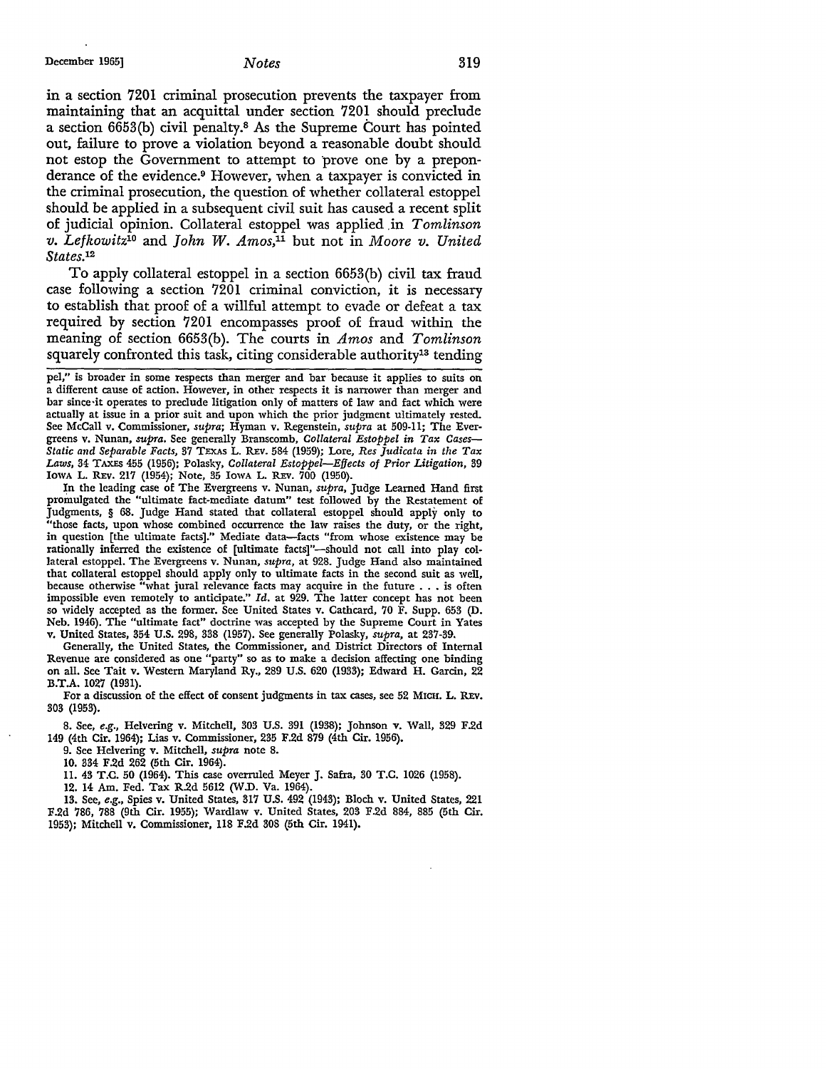in a section 7201 criminal prosecution prevents the taxpayer from maintaining that an acquittal under section 7201 should preclude a section 6653(b) civil penalty.[8] As the Supreme Court has pointed out, failure to prove a violation beyond a reasonable doubt should not estop the Government to attempt to prove one by a preponderance of the evidence.[9] However, when a taxpayer is convicted in the criminal prosecution, the question of whether collateral estoppel should be applied in a subsequent civil suit has caused a recent split of judicial opinion. Collateral estoppel was applied in *Tomlinson v. Lefkowitz*[10] and *John W. Amos*,[11] but not in *Moore v. United States*.[12]

To apply collateral estoppel in a section 6653(b) civil tax fraud case following a section 7201 criminal conviction, it is necessary to establish that proof of a willful attempt to evade or defeat a tax required by section 7201 encompasses proof of fraud within the meaning of section 6653(b). The courts in *Amos* and *Tomlinson* squarely confronted this task, citing considerable authority[13] tending

---

pel," is broader in some respects than merger and bar because it applies to suits on a different cause of action. However, in other respects it is narrower than merger and bar since it operates to preclude litigation only of matters of law and fact which were actually at issue in a prior suit and upon which the prior judgment ultimately rested. See McCall v. Commissioner, *supra*; Hyman v. Regenstein, *supra* at 509-11; The Evergreens v. Nunan, *supra*. See generally Branscomb, *Collateral Estoppel in Tax Cases—Static and Separable Facts*, 37 TEXAS L. REV. 584 (1959); Lore, *Res Judicata in the Tax Laws*, 34 TAXES 455 (1956); Polasky, *Collateral Estoppel—Effects of Prior Litigation*, 39 IOWA L. REV. 217 (1954); Note, 35 IOWA L. REV. 700 (1950).

In the leading case of The Evergreens v. Nunan, *supra*, Judge Learned Hand first promulgated the "ultimate fact-mediate datum" test followed by the Restatement of Judgments, § 68. Judge Hand stated that collateral estoppel should apply only to "those facts, upon whose combined occurrence the law raises the duty, or the right, in question [the ultimate facts]." Mediate data—facts "from whose existence may be rationally inferred the existence of [ultimate facts]"—should not call into play collateral estoppel. The Evergreens v. Nunan, *supra*, at 928. Judge Hand also maintained that collateral estoppel should apply only to ultimate facts in the second suit as well, because otherwise "what jural relevance facts may acquire in the future . . . is often impossible even remotely to anticipate." *Id.* at 929. The latter concept has not been so widely accepted as the former. See United States v. Cathcard, 70 F. Supp. 653 (D. Neb. 1946). The "ultimate fact" doctrine was accepted by the Supreme Court in Yates v. United States, 354 U.S. 298, 338 (1957). See generally Polasky, *supra*, at 237-39.

Generally, the United States, the Commissioner, and District Directors of Internal Revenue are considered as one "party" so as to make a decision affecting one binding on all. See Tait v. Western Maryland Ry., 289 U.S. 620 (1933); Edward H. Garcin, 22 B.T.A. 1027 (1931).

For a discussion of the effect of consent judgments in tax cases, see 52 MICH. L. REV. 303 (1953).

8. See, *e.g.*, Helvering v. Mitchell, 303 U.S. 391 (1938); Johnson v. Wall, 329 F.2d 149 (4th Cir. 1964); Lias v. Commissioner, 235 F.2d 879 (4th Cir. 1956).

9. See Helvering v. Mitchell, *supra* note 8.

10. 334 F.2d 262 (5th Cir. 1964).

11. 43 T.C. 50 (1964). This case overruled Meyer J. Safra, 30 T.C. 1026 (1958).

12. 14 Am. Fed. Tax R.2d 5612 (W.D. Va. 1964).

13. See, *e.g.*, Spies v. United States, 317 U.S. 492 (1943); Bloch v. United States, 221 F.2d 786, 788 (9th Cir. 1955); Wardlaw v. United States, 203 F.2d 884, 885 (5th Cir. 1953); Mitchell v. Commissioner, 118 F.2d 308 (5th Cir. 1941).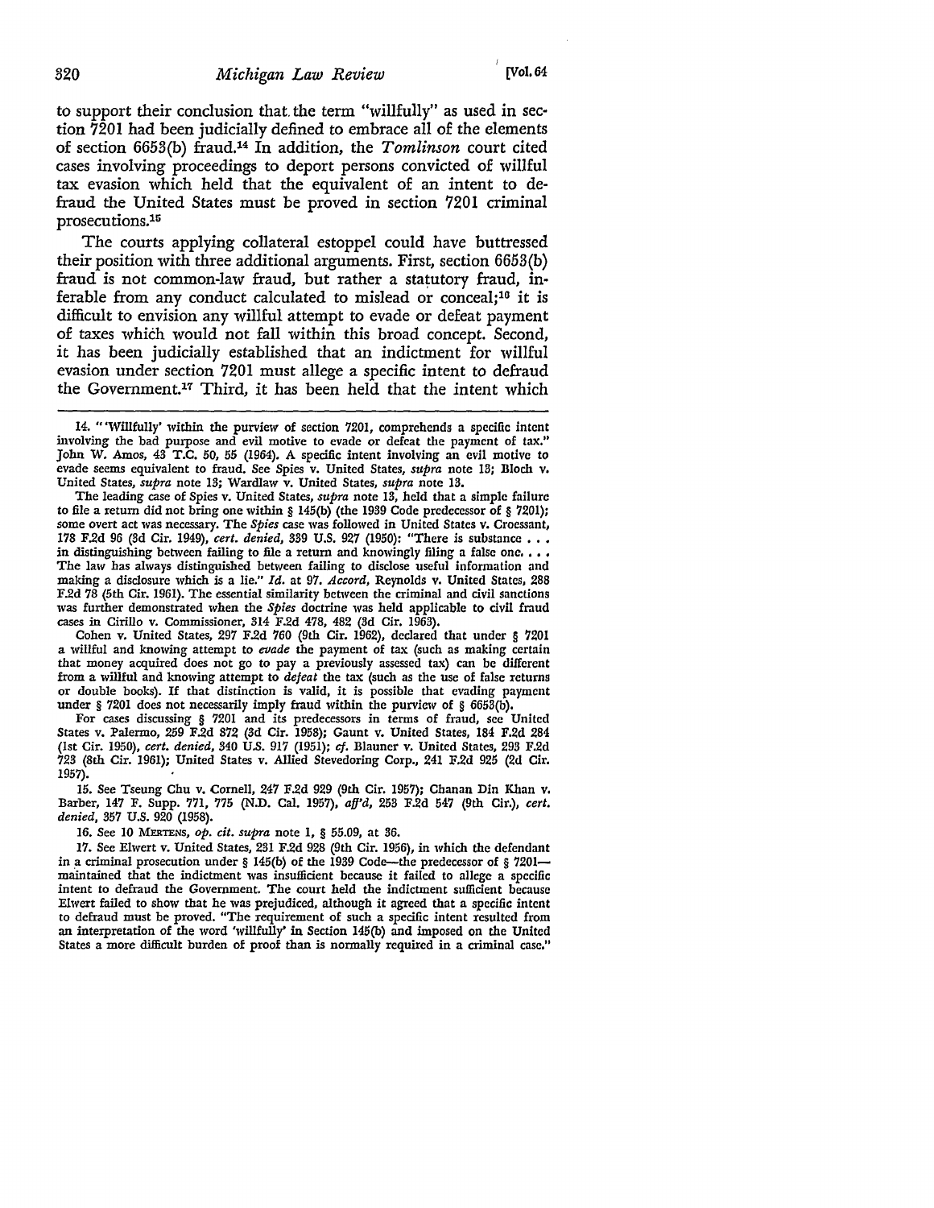to support their conclusion that the term "willfully" as used in section 7201 had been judicially defined to embrace all of the elements of section 6653(b) fraud.[14] In addition, the *Tomlinson* court cited cases involving proceedings to deport persons convicted of willful tax evasion which held that the equivalent of an intent to defraud the United States must be proved in section 7201 criminal prosecutions.[15]

The courts applying collateral estoppel could have buttressed their position with three additional arguments. First, section 6653(b) fraud is not common-law fraud, but rather a statutory fraud, inferable from any conduct calculated to mislead or conceal;[16] it is difficult to envision any willful attempt to evade or defeat payment of taxes which would not fall within this broad concept. Second, it has been judicially established that an indictment for willful evasion under section 7201 must allege a specific intent to defraud the Government.[17] Third, it has been held that the intent which

---

14. "'Willfully' within the purview of section 7201, comprehends a specific intent involving the bad purpose and evil motive to evade or defeat the payment of tax." John W. Amos, 43 T.C. 50, 55 (1964). A specific intent involving an evil motive to evade seems equivalent to fraud. See Spies v. United States, *supra* note 13; Bloch v. United States, *supra* note 13; Wardlaw v. United States, *supra* note 13.

The leading case of Spies v. United States, *supra* note 13, held that a simple failure to file a return did not bring one within § 145(b) (the 1939 Code predecessor of § 7201); some overt act was necessary. The *Spies* case was followed in United States v. Croessant, 178 F.2d 96 (3d Cir. 1949), *cert. denied*, 339 U.S. 927 (1950): "There is substance . . . in distinguishing between failing to file a return and knowingly filing a false one. . . . The law has always distinguished between failing to disclose useful information and making a disclosure which is a lie." *Id.* at 97. *Accord*, Reynolds v. United States, 288 F.2d 78 (5th Cir. 1961). The essential similarity between the criminal and civil sanctions was further demonstrated when the *Spies* doctrine was held applicable to civil fraud cases in Cirillo v. Commissioner, 314 F.2d 478, 482 (3d Cir. 1963).

Cohen v. United States, 297 F.2d 760 (9th Cir. 1962), declared that under § 7201 a willful and knowing attempt to *evade* the payment of tax (such as making certain that money acquired does not go to pay a previously assessed tax) can be different from a willful and knowing attempt to *defeat* the tax (such as the use of false returns or double books). If that distinction is valid, it is possible that evading payment under § 7201 does not necessarily imply fraud within the purview of § 6653(b).

For cases discussing § 7201 and its predecessors in terms of fraud, see United States v. Palermo, 259 F.2d 872 (3d Cir. 1958); Gaunt v. United States, 184 F.2d 284 (1st Cir. 1950), *cert. denied*, 340 U.S. 917 (1951); *cf.* Blauner v. United States, 293 F.2d 723 (8th Cir. 1961); United States v. Allied Stevedoring Corp., 241 F.2d 925 (2d Cir. 1957).

15. See Tseung Chu v. Cornell, 247 F.2d 929 (9th Cir. 1957); Chanan Din Khan v. Barber, 147 F. Supp. 771, 775 (N.D. Cal. 1957), *aff'd*, 253 F.2d 547 (9th Cir.), *cert. denied*, 357 U.S. 920 (1958).

16. See 10 MERTENS, *op. cit. supra* note 1, § 55.09, at 36.

17. See Elwert v. United States, 231 F.2d 928 (9th Cir. 1956), in which the defendant in a criminal prosecution under § 145(b) of the 1939 Code—the predecessor of § 7201—maintained that the indictment was insufficient because it failed to allege a specific intent to defraud the Government. The court held the indictment sufficient because Elwert failed to show that he was prejudiced, although it agreed that a specific intent to defraud must be proved. "The requirement of such a specific intent resulted from an interpretation of the word 'willfully' in Section 145(b) and imposed on the United States a more difficult burden of proof than is normally required in a criminal case."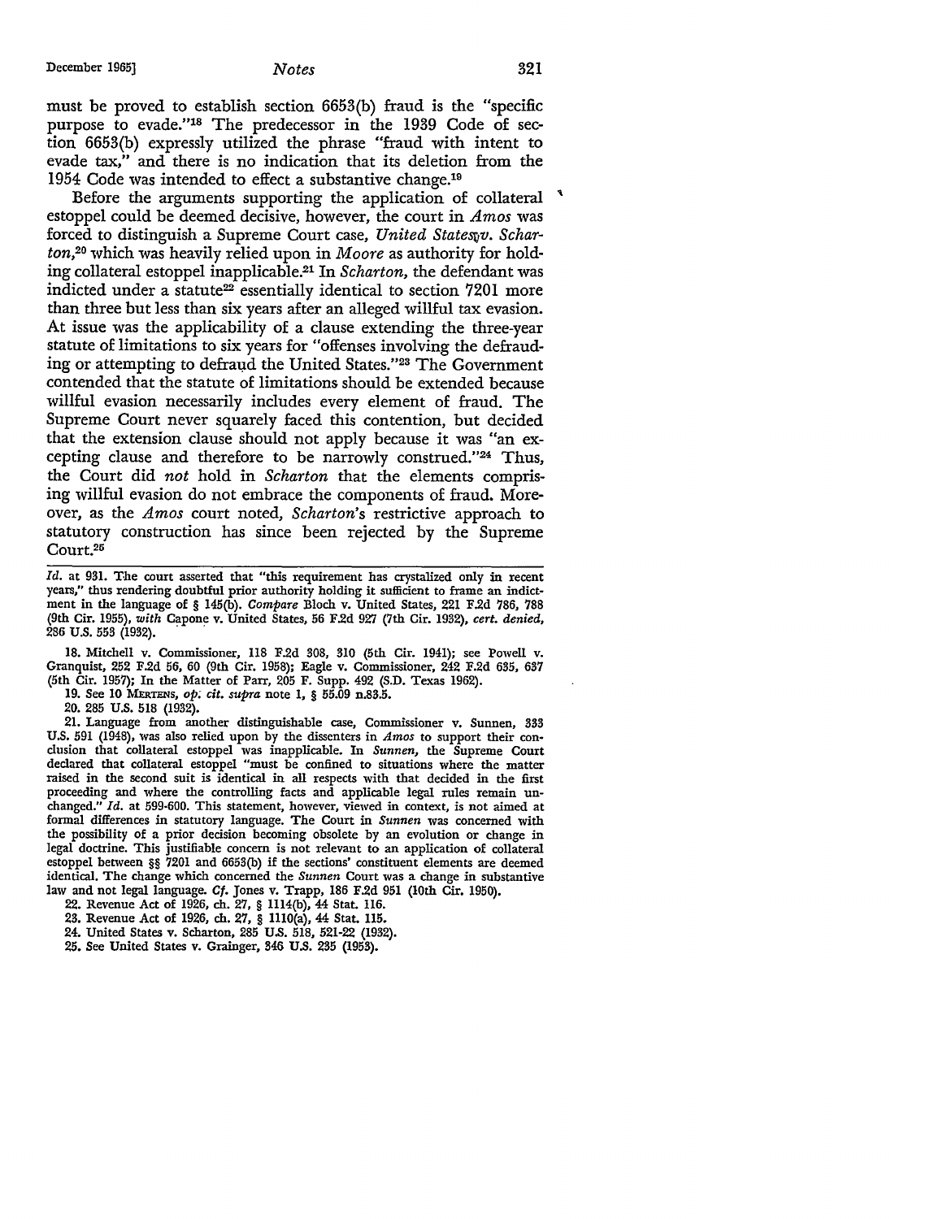must be proved to establish section 6653(b) fraud is the "specific purpose to evade."[18] The predecessor in the 1939 Code of section 6653(b) expressly utilized the phrase "fraud with intent to evade tax," and there is no indication that its deletion from the 1954 Code was intended to effect a substantive change.[19]

Before the arguments supporting the application of collateral estoppel could be deemed decisive, however, the court in *Amos* was forced to distinguish a Supreme Court case, *United States v. Scharton*,[20] which was heavily relied upon in *Moore* as authority for holding collateral estoppel inapplicable.[21] In *Scharton*, the defendant was indicted under a statute[22] essentially identical to section 7201 more than three but less than six years after an alleged willful tax evasion. At issue was the applicability of a clause extending the three-year statute of limitations to six years for "offenses involving the defrauding or attempting to defraud the United States."[23] The Government contended that the statute of limitations should be extended because willful evasion necessarily includes every element of fraud. The Supreme Court never squarely faced this contention, but decided that the extension clause should not apply because it was "an excepting clause and therefore to be narrowly construed."[24] Thus, the Court did *not* hold in *Scharton* that the elements comprising willful evasion do not embrace the components of fraud. Moreover, as the *Amos* court noted, *Scharton*'s restrictive approach to statutory construction has since been rejected by the Supreme Court.[25]

---

*Id.* at 931. The court asserted that "this requirement has crystalized only in recent years," thus rendering doubtful prior authority holding it sufficient to frame an indictment in the language of § 145(b). *Compare* Bloch v. United States, 221 F.2d 786, 788 (9th Cir. 1955), *with* Capone v. United States, 56 F.2d 927 (7th Cir. 1932), *cert. denied*, 286 U.S. 553 (1932).

18. Mitchell v. Commissioner, 118 F.2d 308, 310 (5th Cir. 1941); see Powell v. Granquist, 252 F.2d 56, 60 (9th Cir. 1958); Eagle v. Commissioner, 242 F.2d 635, 637 (5th Cir. 1957); In the Matter of Parr, 205 F. Supp. 492 (S.D. Texas 1962).

19. See 10 MERTENS, *op. cit. supra* note 1, § 55.09 n.83.5.

20. 285 U.S. 518 (1932).

21. Language from another distinguishable case, Commissioner v. Sunnen, 333 U.S. 591 (1948), was also relied upon by the dissenters in *Amos* to support their conclusion that collateral estoppel was inapplicable. In *Sunnen*, the Supreme Court declared that collateral estoppel "must be confined to situations where the matter raised in the second suit is identical in all respects with that decided in the first proceeding and where the controlling facts and applicable legal rules remain unchanged." *Id.* at 599-600. This statement, however, viewed in context, is not aimed at formal differences in statutory language. The Court in *Sunnen* was concerned with the possibility of a prior decision becoming obsolete by an evolution or change in legal doctrine. This justifiable concern is not relevant to an application of collateral estoppel between §§ 7201 and 6653(b) if the sections' constituent elements are deemed identical. The change which concerned the *Sunnen* Court was a change in substantive law and not legal language. *Cf.* Jones v. Trapp, 186 F.2d 951 (10th Cir. 1950).

22. Revenue Act of 1926, ch. 27, § 1114(b), 44 Stat. 116.

23. Revenue Act of 1926, ch. 27, § 1110(a), 44 Stat. 115.

24. United States v. Scharton, 285 U.S. 518, 521-22 (1932).

25. See United States v. Grainger, 346 U.S. 235 (1953).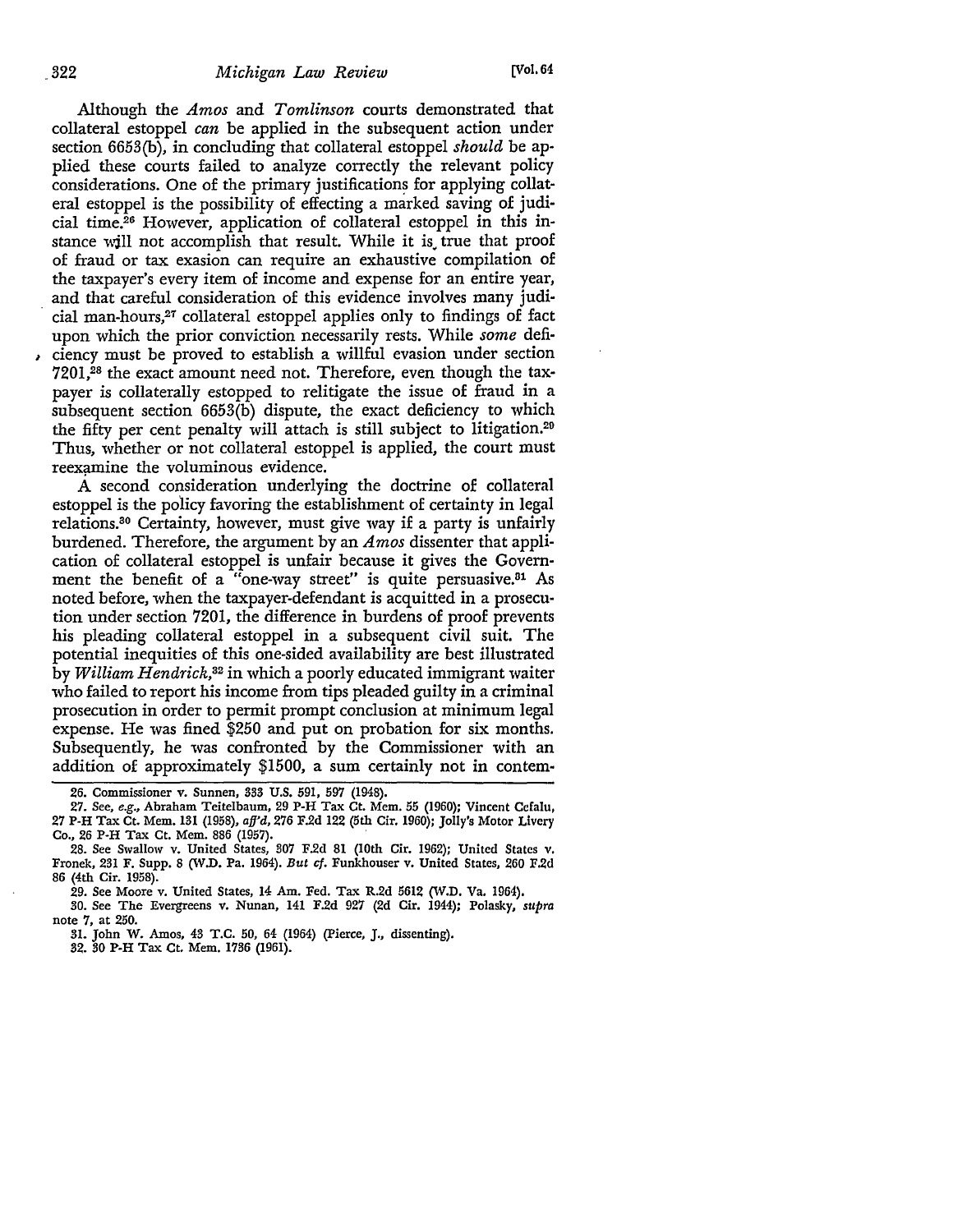Although the *Amos* and *Tomlinson* courts demonstrated that collateral estoppel *can* be applied in the subsequent action under section 6653(b), in concluding that collateral estoppel *should* be applied these courts failed to analyze correctly the relevant policy considerations. One of the primary justifications for applying collateral estoppel is the possibility of effecting a marked saving of judicial time.[26] However, application of collateral estoppel in this instance will not accomplish that result. While it is true that proof of fraud or tax evasion can require an exhaustive compilation of the taxpayer's every item of income and expense for an entire year, and that careful consideration of this evidence involves many judicial man-hours,[27] collateral estoppel applies only to findings of fact upon which the prior conviction necessarily rests. While *some* deficiency must be proved to establish a willful evasion under section 7201,[28] the exact amount need not. Therefore, even though the taxpayer is collaterally estopped to relitigate the issue of fraud in a subsequent section 6653(b) dispute, the exact deficiency to which the fifty per cent penalty will attach is still subject to litigation.[29] Thus, whether or not collateral estoppel is applied, the court must reexamine the voluminous evidence.

A second consideration underlying the doctrine of collateral estoppel is the policy favoring the establishment of certainty in legal relations.[30] Certainty, however, must give way if a party is unfairly burdened. Therefore, the argument by an *Amos* dissenter that application of collateral estoppel is unfair because it gives the Government the benefit of a "one-way street" is quite persuasive.[31] As noted before, when the taxpayer-defendant is acquitted in a prosecution under section 7201, the difference in burdens of proof prevents his pleading collateral estoppel in a subsequent civil suit. The potential inequities of this one-sided availability are best illustrated by *William Hendrick*,[32] in which a poorly educated immigrant waiter who failed to report his income from tips pleaded guilty in a criminal prosecution in order to permit prompt conclusion at minimum legal expense. He was fined $250 and put on probation for six months. Subsequently, he was confronted by the Commissioner with an addition of approximately $1500, a sum certainly not in contem-

---

26. Commissioner v. Sunnen, 333 U.S. 591, 597 (1948).

27. See, *e.g.*, Abraham Teitelbaum, 29 P-H Tax Ct. Mem. 55 (1960); Vincent Cefalu, 27 P-H Tax Ct. Mem. 131 (1958), *aff'd*, 276 F.2d 122 (5th Cir. 1960); Jolly's Motor Livery Co., 26 P-H Tax Ct. Mem. 886 (1957).

28. See Swallow v. United States, 307 F.2d 81 (10th Cir. 1962); United States v. Fronek, 231 F. Supp. 8 (W.D. Pa. 1964). *But cf.* Funkhouser v. United States, 260 F.2d 86 (4th Cir. 1958).

29. See Moore v. United States, 14 Am. Fed. Tax R.2d 5612 (W.D. Va. 1964).

30. See The Evergreens v. Nunan, 141 F.2d 927 (2d Cir. 1944); Polasky, *supra* note 7, at 250.

31. John W. Amos, 43 T.C. 50, 64 (1964) (Pierce, J., dissenting).

32. 30 P-H Tax Ct. Mem. 1736 (1961).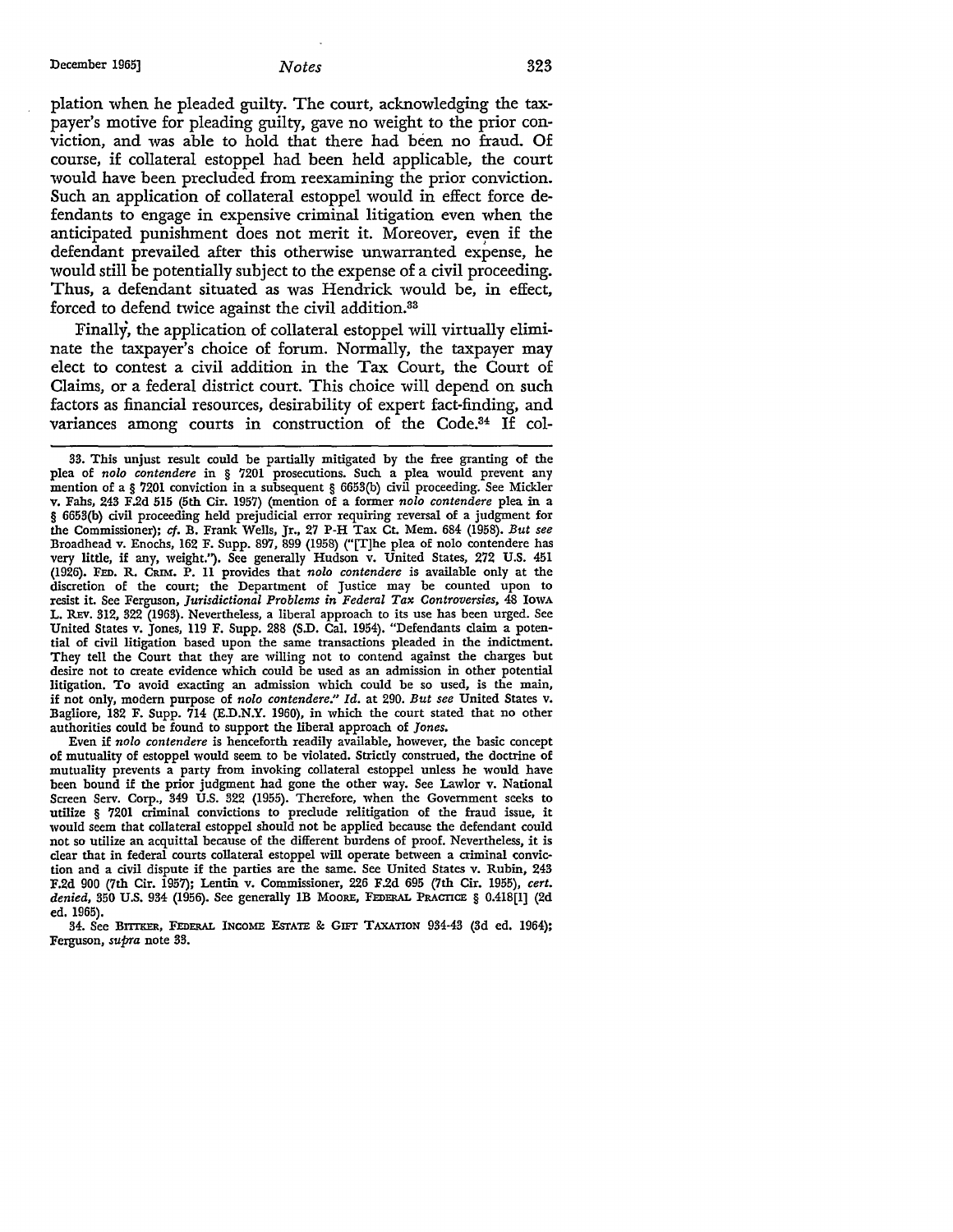plation when he pleaded guilty. The court, acknowledging the taxpayer's motive for pleading guilty, gave no weight to the prior conviction, and was able to hold that there had been no fraud. Of course, if collateral estoppel had been held applicable, the court would have been precluded from reexamining the prior conviction. Such an application of collateral estoppel would in effect force defendants to engage in expensive criminal litigation even when the anticipated punishment does not merit it. Moreover, even if the defendant prevailed after this otherwise unwarranted expense, he would still be potentially subject to the expense of a civil proceeding. Thus, a defendant situated as was Hendrick would be, in effect, forced to defend twice against the civil addition.[33]

Finally, the application of collateral estoppel will virtually eliminate the taxpayer's choice of forum. Normally, the taxpayer may elect to contest a civil addition in the Tax Court, the Court of Claims, or a federal district court. This choice will depend on such factors as financial resources, desirability of expert fact-finding, and variances among courts in construction of the Code.[34] If col-

---

33. This unjust result could be partially mitigated by the free granting of the plea of *nolo contendere* in § 7201 prosecutions. Such a plea would prevent any mention of a § 7201 conviction in a subsequent § 6653(b) civil proceeding. See Mickler v. Fahs, 243 F.2d 515 (5th Cir. 1957) (mention of a former *nolo contendere* plea in a § 6653(b) civil proceeding held prejudicial error requiring reversal of a judgment for the Commissioner); *cf.* B. Frank Wells, Jr., 27 P-H Tax Ct. Mem. 684 (1958). *But see* Broadhead v. Enochs, 162 F. Supp. 897, 899 (1958) ("[T]he plea of nolo contendere has very little, if any, weight."). See generally Hudson v. United States, 272 U.S. 451 (1926). FED. R. CRIM. P. 11 provides that *nolo contendere* is available only at the discretion of the court; the Department of Justice may be counted upon to resist it. See Ferguson, *Jurisdictional Problems in Federal Tax Controversies*, 48 IOWA L. REV. 312, 322 (1963). Nevertheless, a liberal approach to its use has been urged. See United States v. Jones, 119 F. Supp. 288 (S.D. Cal. 1954). "Defendants claim a potential of civil litigation based upon the same transactions pleaded in the indictment. They tell the Court that they are willing not to contend against the charges but desire not to create evidence which could be used as an admission in other potential litigation. To avoid exacting an admission which could be so used, is the main, if not only, modern purpose of *nolo contendere*." *Id.* at 290. *But see* United States v. Bagliore, 182 F. Supp. 714 (E.D.N.Y. 1960), in which the court stated that no other authorities could be found to support the liberal approach of *Jones*.

Even if *nolo contendere* is henceforth readily available, however, the basic concept of mutuality of estoppel would seem to be violated. Strictly construed, the doctrine of mutuality prevents a party from invoking collateral estoppel unless he would have been bound if the prior judgment had gone the other way. See Lawlor v. National Screen Serv. Corp., 349 U.S. 322 (1955). Therefore, when the Government seeks to utilize § 7201 criminal convictions to preclude relitigation of the fraud issue, it would seem that collateral estoppel should not be applied because the defendant could not so utilize an acquittal because of the different burdens of proof. Nevertheless, it is clear that in federal courts collateral estoppel will operate between a criminal conviction and a civil dispute if the parties are the same. See United States v. Rubin, 243 F.2d 900 (7th Cir. 1957); Lentin v. Commissioner, 226 F.2d 695 (7th Cir. 1955), *cert. denied*, 350 U.S. 934 (1956). See generally 1B MOORE, FEDERAL PRACTICE § 0.418[1] (2d ed. 1965).

34. See BITTKER, FEDERAL INCOME ESTATE & GIFT TAXATION 934-43 (3d ed. 1964); Ferguson, *supra* note 33.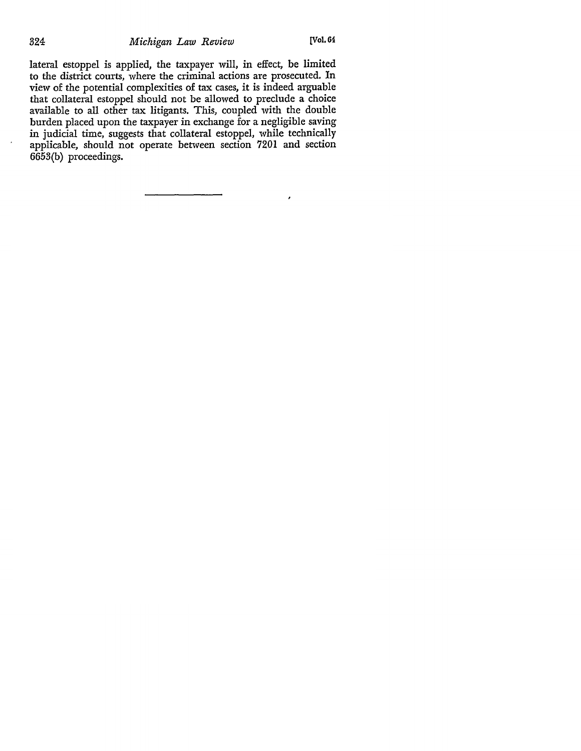lateral estoppel is applied, the taxpayer will, in effect, be limited to the district courts, where the criminal actions are prosecuted. In view of the potential complexities of tax cases, it is indeed arguable that collateral estoppel should not be allowed to preclude a choice available to all other tax litigants. This, coupled with the double burden placed upon the taxpayer in exchange for a negligible saving in judicial time, suggests that collateral estoppel, while technically applicable, should not operate between section 7201 and section 6653(b) proceedings.